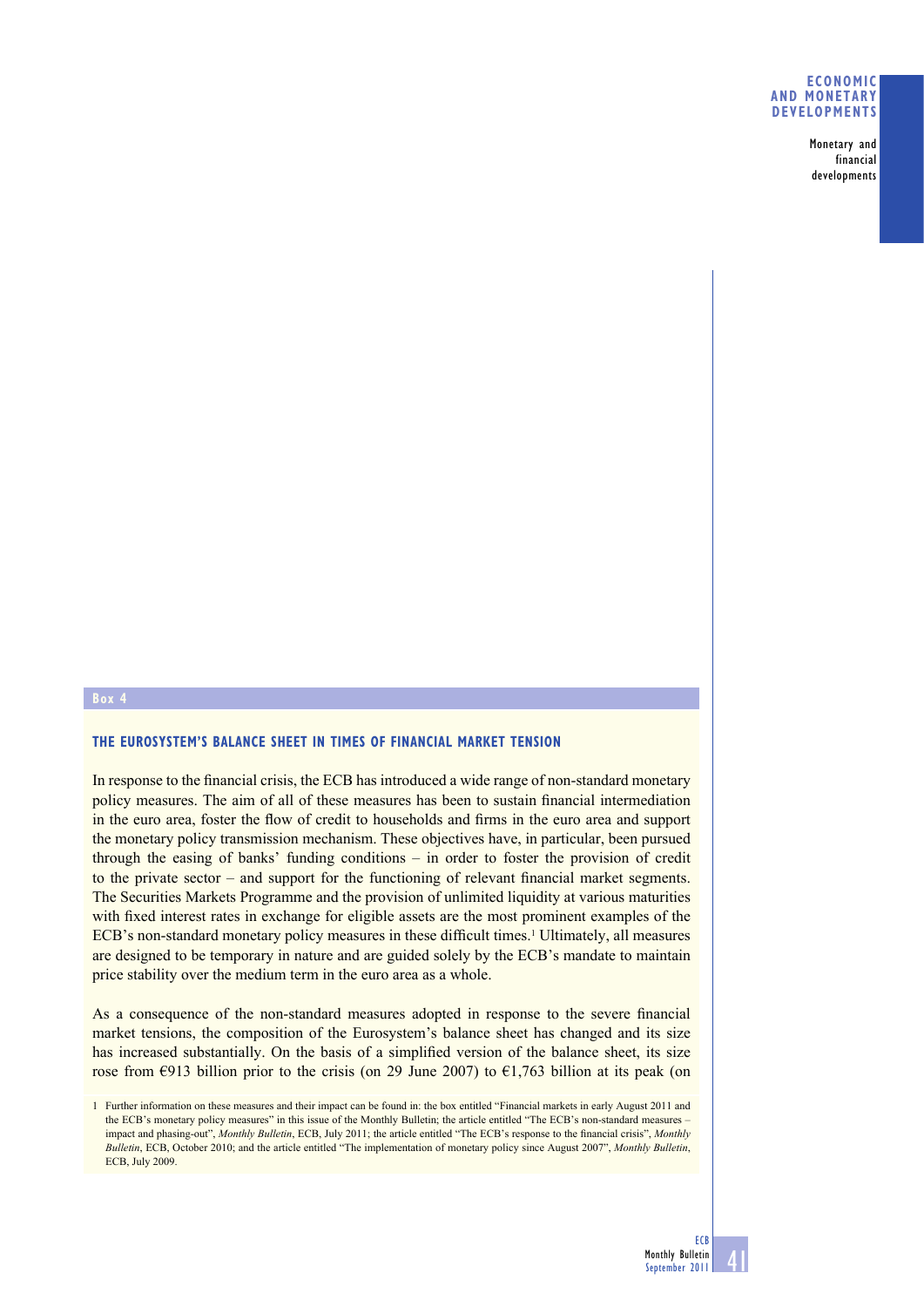Box 4

### THE EUROSYSTEM'S BALANCE SHEET IN TIMES OF FINANCIAL MARKET TENSION

In response to the financial crisis, the ECB has introduced a wide range of non-standard monetary policy measures. The aim of all of these measures has been to sustain financial intermediation in the euro area, foster the flow of credit to households and firms in the euro area and support the monetary policy transmission mechanism. These objectives have, in particular, been pursued through the easing of banks' funding conditions – in order to foster the provision of credit to the private sector – and support for the functioning of relevant financial market segments. The Securities Markets Programme and the provision of unlimited liquidity at various maturities with fixed interest rates in exchange for eligible assets are the most prominent examples of the ECB's non-standard monetary policy measures in these difficult times.[1] Ultimately, all measures are designed to be temporary in nature and are guided solely by the ECB's mandate to maintain price stability over the medium term in the euro area as a whole.

As a consequence of the non-standard measures adopted in response to the severe financial market tensions, the composition of the Eurosystem's balance sheet has changed and its size has increased substantially. On the basis of a simplified version of the balance sheet, its size rose from €913 billion prior to the crisis (on 29 June 2007) to €1,763 billion at its peak (on

1 Further information on these measures and their impact can be found in: the box entitled "Financial markets in early August 2011 and the ECB's monetary policy measures" in this issue of the Monthly Bulletin; the article entitled "The ECB's non-standard measures – impact and phasing-out", *Monthly Bulletin*, ECB, July 2011; the article entitled "The ECB's response to the financial crisis", *Monthly Bulletin*, ECB, October 2010; and the article entitled "The implementation of monetary policy since August 2007", *Monthly Bulletin*, ECB, July 2009.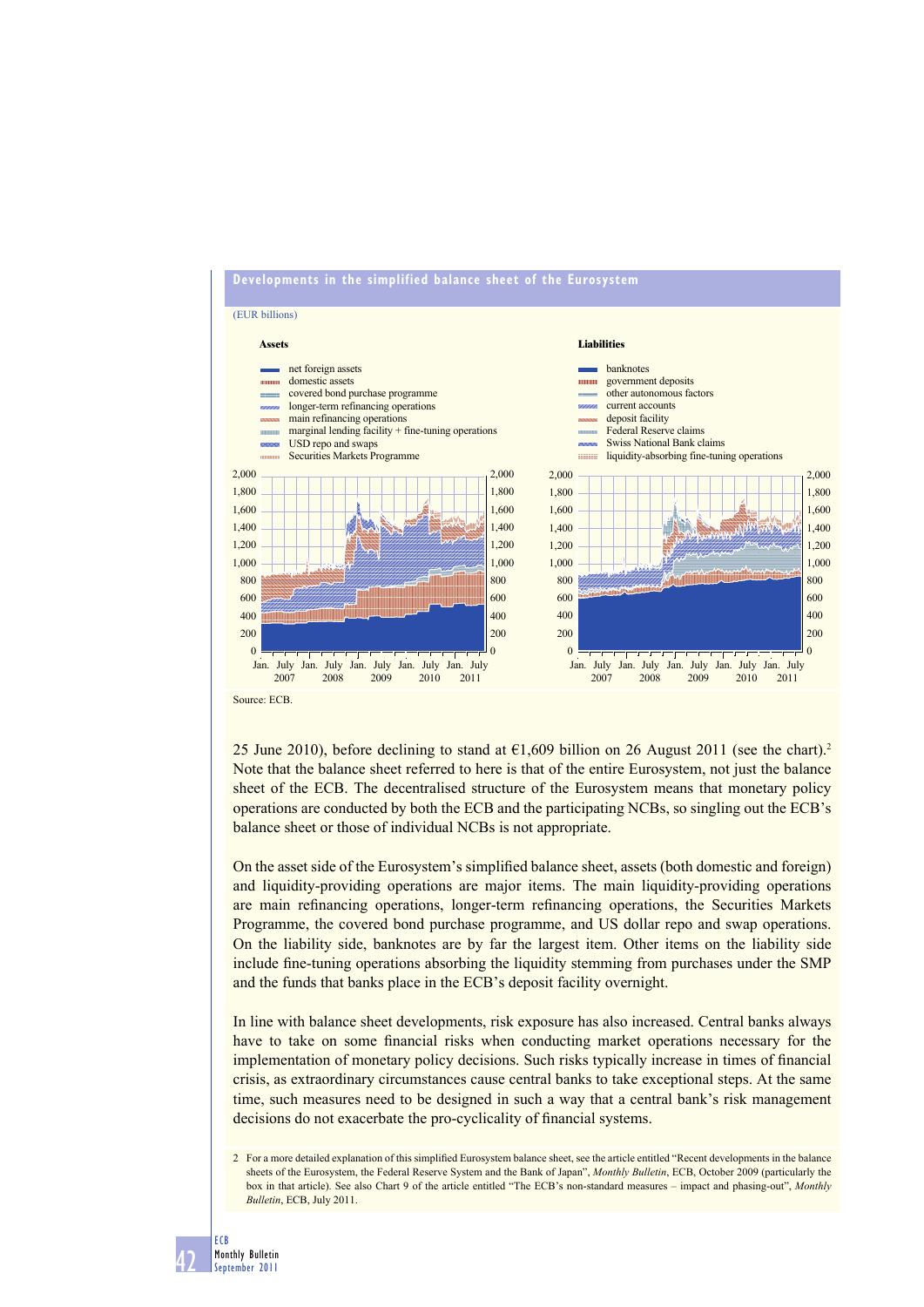**Developments in the simplified balance sheet of the Eurosystem**

(EUR billions)

**Assets**

- net foreign assets
- domestic assets
- covered bond purchase programme
- longer-term refinancing operations
- main refinancing operations
- marginal lending facility + fine-tuning operations
- USD repo and swaps
- Securities Markets Programme

**Liabilities**

- banknotes
- government deposits
- other autonomous factors
- current accounts
- deposit facility
- Federal Reserve claims
- Swiss National Bank claims
- liquidity-absorbing fine-tuning operations

Source: ECB.

25 June 2010), before declining to stand at €1,609 billion on 26 August 2011 (see the chart).[2] Note that the balance sheet referred to here is that of the entire Eurosystem, not just the balance sheet of the ECB. The decentralised structure of the Eurosystem means that monetary policy operations are conducted by both the ECB and the participating NCBs, so singling out the ECB's balance sheet or those of individual NCBs is not appropriate.

On the asset side of the Eurosystem's simplified balance sheet, assets (both domestic and foreign) and liquidity-providing operations are major items. The main liquidity-providing operations are main refinancing operations, longer-term refinancing operations, the Securities Markets Programme, the covered bond purchase programme, and US dollar repo and swap operations. On the liability side, banknotes are by far the largest item. Other items on the liability side include fine-tuning operations absorbing the liquidity stemming from purchases under the SMP and the funds that banks place in the ECB's deposit facility overnight.

In line with balance sheet developments, risk exposure has also increased. Central banks always have to take on some financial risks when conducting market operations necessary for the implementation of monetary policy decisions. Such risks typically increase in times of financial crisis, as extraordinary circumstances cause central banks to take exceptional steps. At the same time, such measures need to be designed in such a way that a central bank's risk management decisions do not exacerbate the pro-cyclicality of financial systems.

2 For a more detailed explanation of this simplified Eurosystem balance sheet, see the article entitled "Recent developments in the balance sheets of the Eurosystem, the Federal Reserve System and the Bank of Japan", *Monthly Bulletin*, ECB, October 2009 (particularly the box in that article). See also Chart 9 of the article entitled "The ECB's non-standard measures – impact and phasing-out", *Monthly Bulletin*, ECB, July 2011.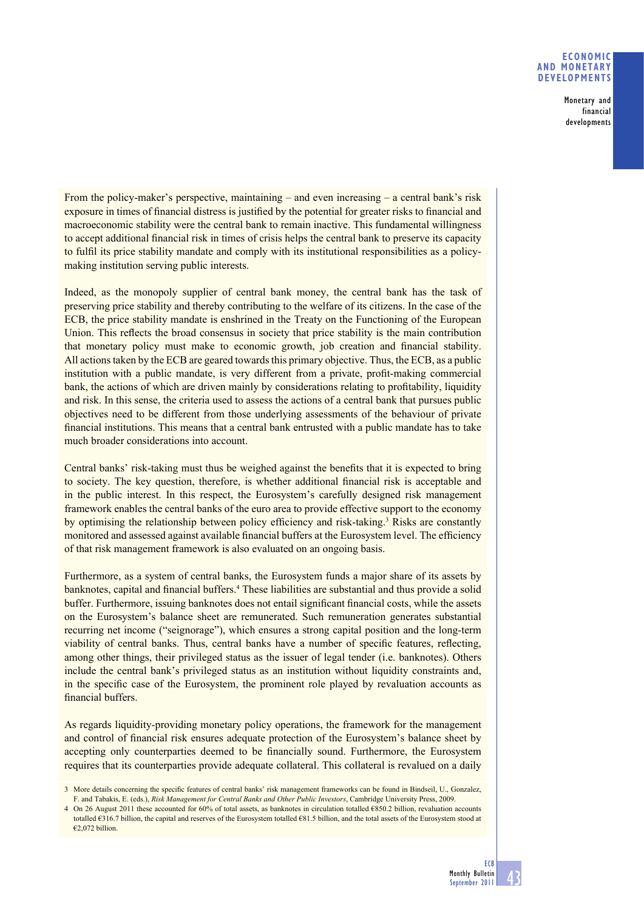From the policy-maker's perspective, maintaining – and even increasing – a central bank's risk exposure in times of financial distress is justified by the potential for greater risks to financial and macroeconomic stability were the central bank to remain inactive. This fundamental willingness to accept additional financial risk in times of crisis helps the central bank to preserve its capacity to fulfil its price stability mandate and comply with its institutional responsibilities as a policy-making institution serving public interests.

Indeed, as the monopoly supplier of central bank money, the central bank has the task of preserving price stability and thereby contributing to the welfare of its citizens. In the case of the ECB, the price stability mandate is enshrined in the Treaty on the Functioning of the European Union. This reflects the broad consensus in society that price stability is the main contribution that monetary policy must make to economic growth, job creation and financial stability. All actions taken by the ECB are geared towards this primary objective. Thus, the ECB, as a public institution with a public mandate, is very different from a private, profit-making commercial bank, the actions of which are driven mainly by considerations relating to profitability, liquidity and risk. In this sense, the criteria used to assess the actions of a central bank that pursues public objectives need to be different from those underlying assessments of the behaviour of private financial institutions. This means that a central bank entrusted with a public mandate has to take much broader considerations into account.

Central banks' risk-taking must thus be weighed against the benefits that it is expected to bring to society. The key question, therefore, is whether additional financial risk is acceptable and in the public interest. In this respect, the Eurosystem's carefully designed risk management framework enables the central banks of the euro area to provide effective support to the economy by optimising the relationship between policy efficiency and risk-taking.[3] Risks are constantly monitored and assessed against available financial buffers at the Eurosystem level. The efficiency of that risk management framework is also evaluated on an ongoing basis.

Furthermore, as a system of central banks, the Eurosystem funds a major share of its assets by banknotes, capital and financial buffers.[4] These liabilities are substantial and thus provide a solid buffer. Furthermore, issuing banknotes does not entail significant financial costs, while the assets on the Eurosystem's balance sheet are remunerated. Such remuneration generates substantial recurring net income ("seignorage"), which ensures a strong capital position and the long-term viability of central banks. Thus, central banks have a number of specific features, reflecting, among other things, their privileged status as the issuer of legal tender (i.e. banknotes). Others include the central bank's privileged status as an institution without liquidity constraints and, in the specific case of the Eurosystem, the prominent role played by revaluation accounts as financial buffers.

As regards liquidity-providing monetary policy operations, the framework for the management and control of financial risk ensures adequate protection of the Eurosystem's balance sheet by accepting only counterparties deemed to be financially sound. Furthermore, the Eurosystem requires that its counterparties provide adequate collateral. This collateral is revalued on a daily

3 More details concerning the specific features of central banks' risk management frameworks can be found in Bindseil, U., Gonzalez, F. and Tabakis, E. (eds.), *Risk Management for Central Banks and Other Public Investors*, Cambridge University Press, 2009.

4 On 26 August 2011 these accounted for 60% of total assets, as banknotes in circulation totalled €850.2 billion, revaluation accounts totalled €316.7 billion, the capital and reserves of the Eurosystem totalled €81.5 billion, and the total assets of the Eurosystem stood at €2,072 billion.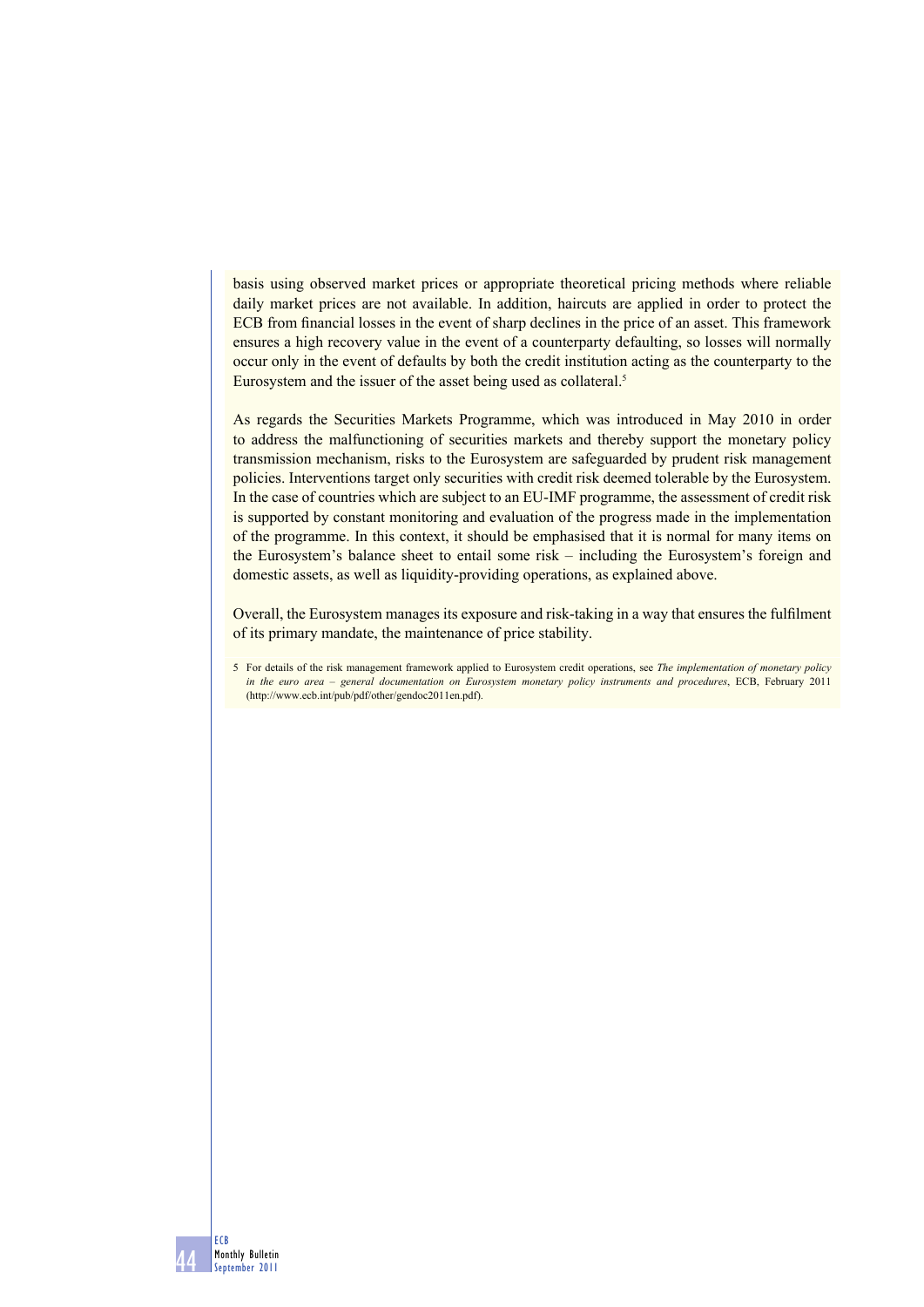basis using observed market prices or appropriate theoretical pricing methods where reliable daily market prices are not available. In addition, haircuts are applied in order to protect the ECB from financial losses in the event of sharp declines in the price of an asset. This framework ensures a high recovery value in the event of a counterparty defaulting, so losses will normally occur only in the event of defaults by both the credit institution acting as the counterparty to the Eurosystem and the issuer of the asset being used as collateral.[5]

As regards the Securities Markets Programme, which was introduced in May 2010 in order to address the malfunctioning of securities markets and thereby support the monetary policy transmission mechanism, risks to the Eurosystem are safeguarded by prudent risk management policies. Interventions target only securities with credit risk deemed tolerable by the Eurosystem. In the case of countries which are subject to an EU-IMF programme, the assessment of credit risk is supported by constant monitoring and evaluation of the progress made in the implementation of the programme. In this context, it should be emphasised that it is normal for many items on the Eurosystem's balance sheet to entail some risk – including the Eurosystem's foreign and domestic assets, as well as liquidity-providing operations, as explained above.

Overall, the Eurosystem manages its exposure and risk-taking in a way that ensures the fulfilment of its primary mandate, the maintenance of price stability.

5 For details of the risk management framework applied to Eurosystem credit operations, see *The implementation of monetary policy in the euro area – general documentation on Eurosystem monetary policy instruments and procedures*, ECB, February 2011 (http://www.ecb.int/pub/pdf/other/gendoc2011en.pdf).